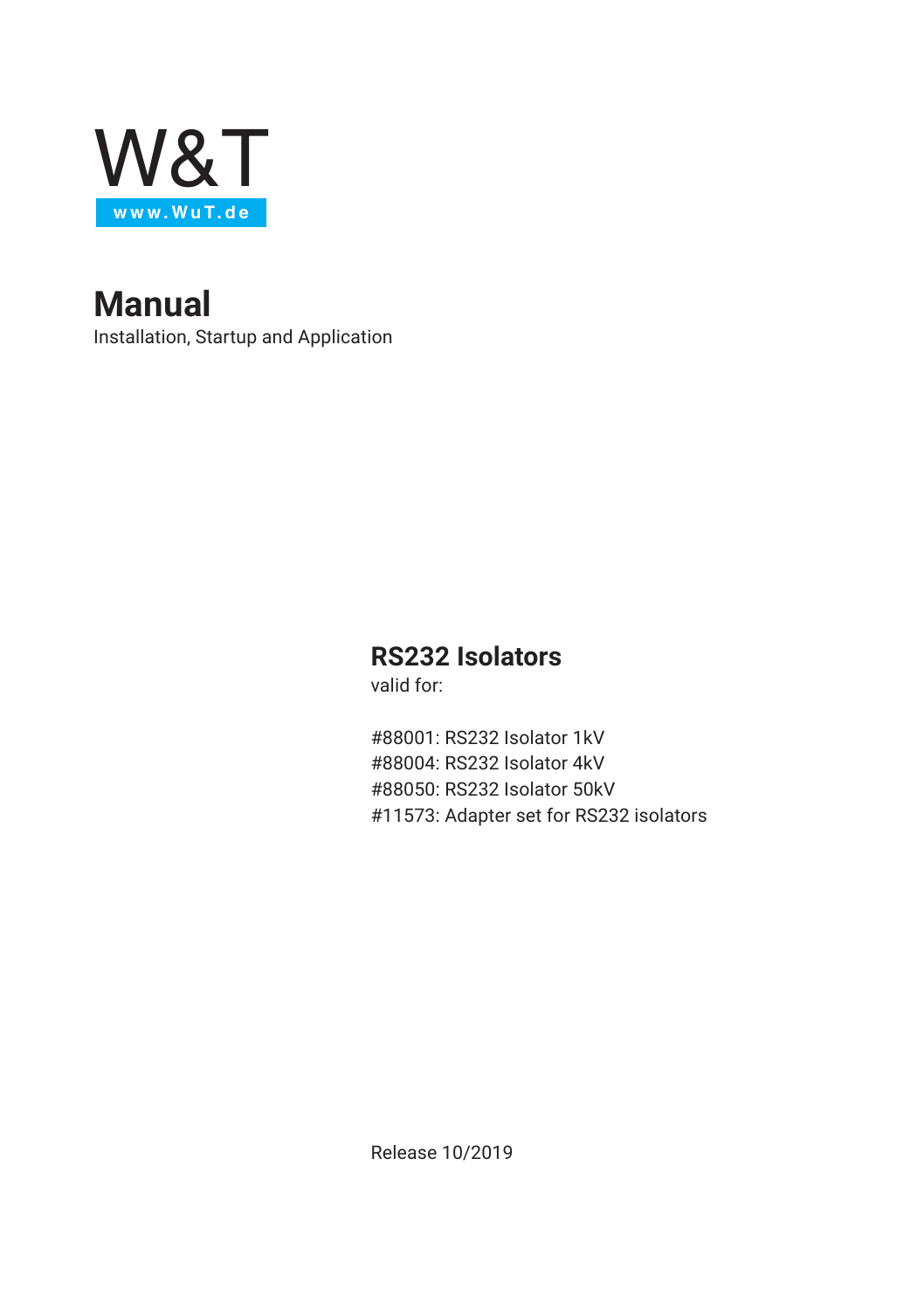W&T
www.WuT.de

# Manual

Installation, Startup and Application

## RS232 Isolators

valid for:

#88001: RS232 Isolator 1kV
#88004: RS232 Isolator 4kV
#88050: RS232 Isolator 50kV
#11573: Adapter set for RS232 isolators

Release 10/2019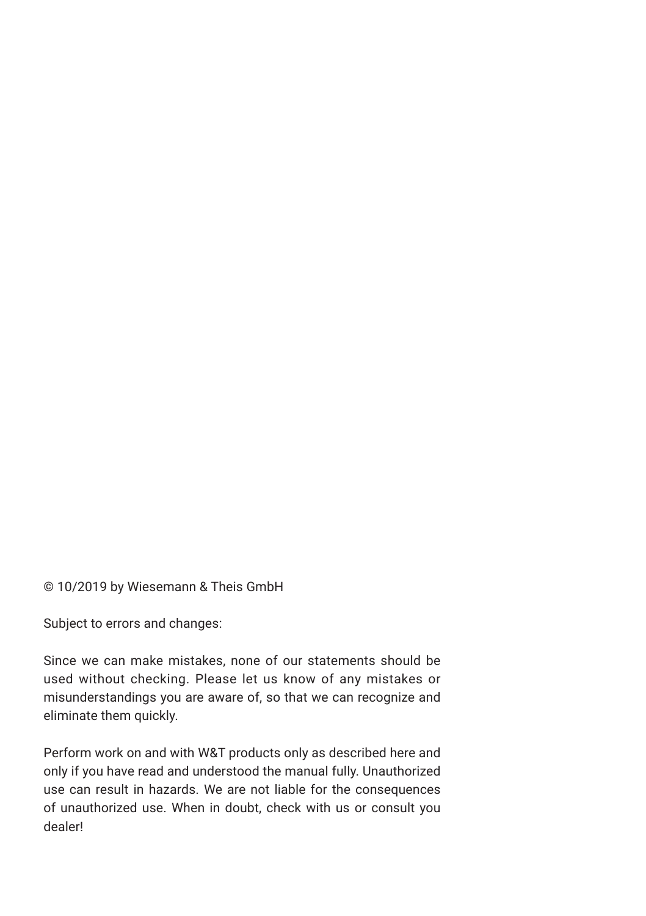© 10/2019 by Wiesemann & Theis GmbH

Subject to errors and changes:

Since we can make mistakes, none of our statements should be used without checking. Please let us know of any mistakes or misunderstandings you are aware of, so that we can recognize and eliminate them quickly.

Perform work on and with W&T products only as described here and only if you have read and understood the manual fully. Unauthorized use can result in hazards. We are not liable for the consequences of unauthorized use. When in doubt, check with us or consult you dealer!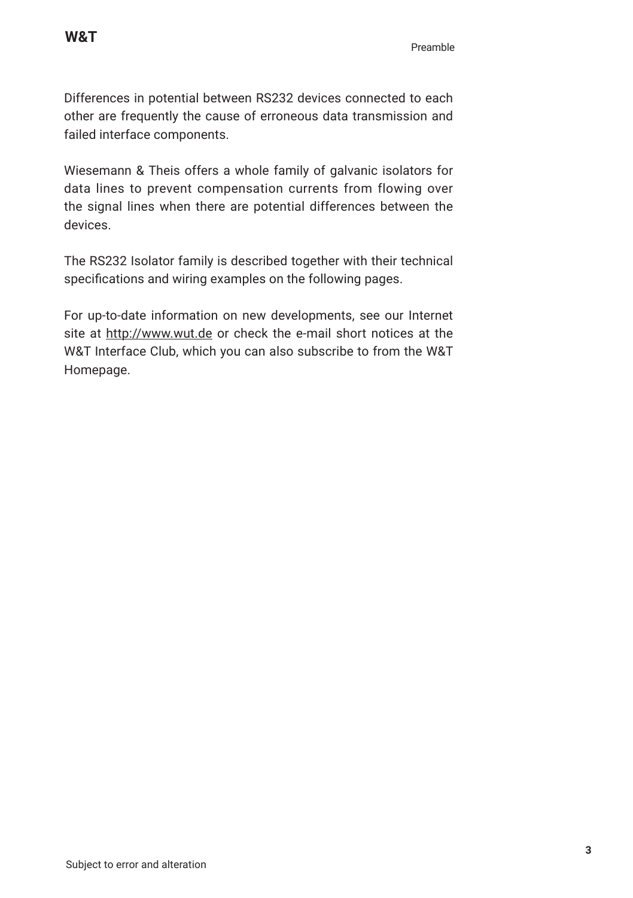Differences in potential between RS232 devices connected to each other are frequently the cause of erroneous data transmission and failed interface components.

Wiesemann & Theis offers a whole family of galvanic isolators for data lines to prevent compensation currents from flowing over the signal lines when there are potential differences between the devices.

The RS232 Isolator family is described together with their technical specifications and wiring examples on the following pages.

For up-to-date information on new developments, see our Internet site at http://www.wut.de or check the e-mail short notices at the W&T Interface Club, which you can also subscribe to from the W&T Homepage.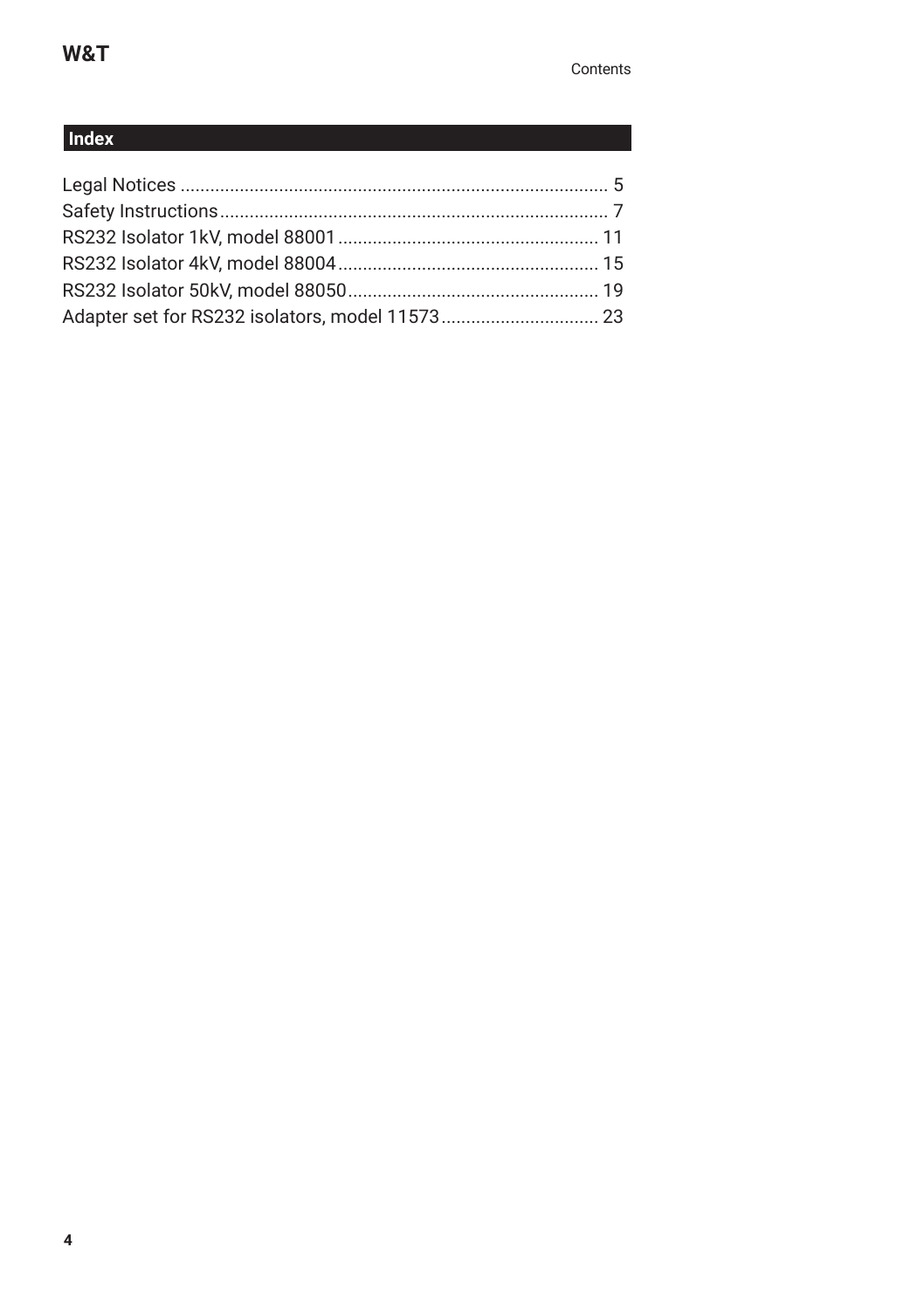# Index

Legal Notices ........................................................................................ 5
Safety Instructions................................................................................ 7
RS232 Isolator 1kV, model 88001 ..................................................... 11
RS232 Isolator 4kV, model 88004 ..................................................... 15
RS232 Isolator 50kV, model 88050 ................................................... 19
Adapter set for RS232 isolators, model 11573 ................................ 23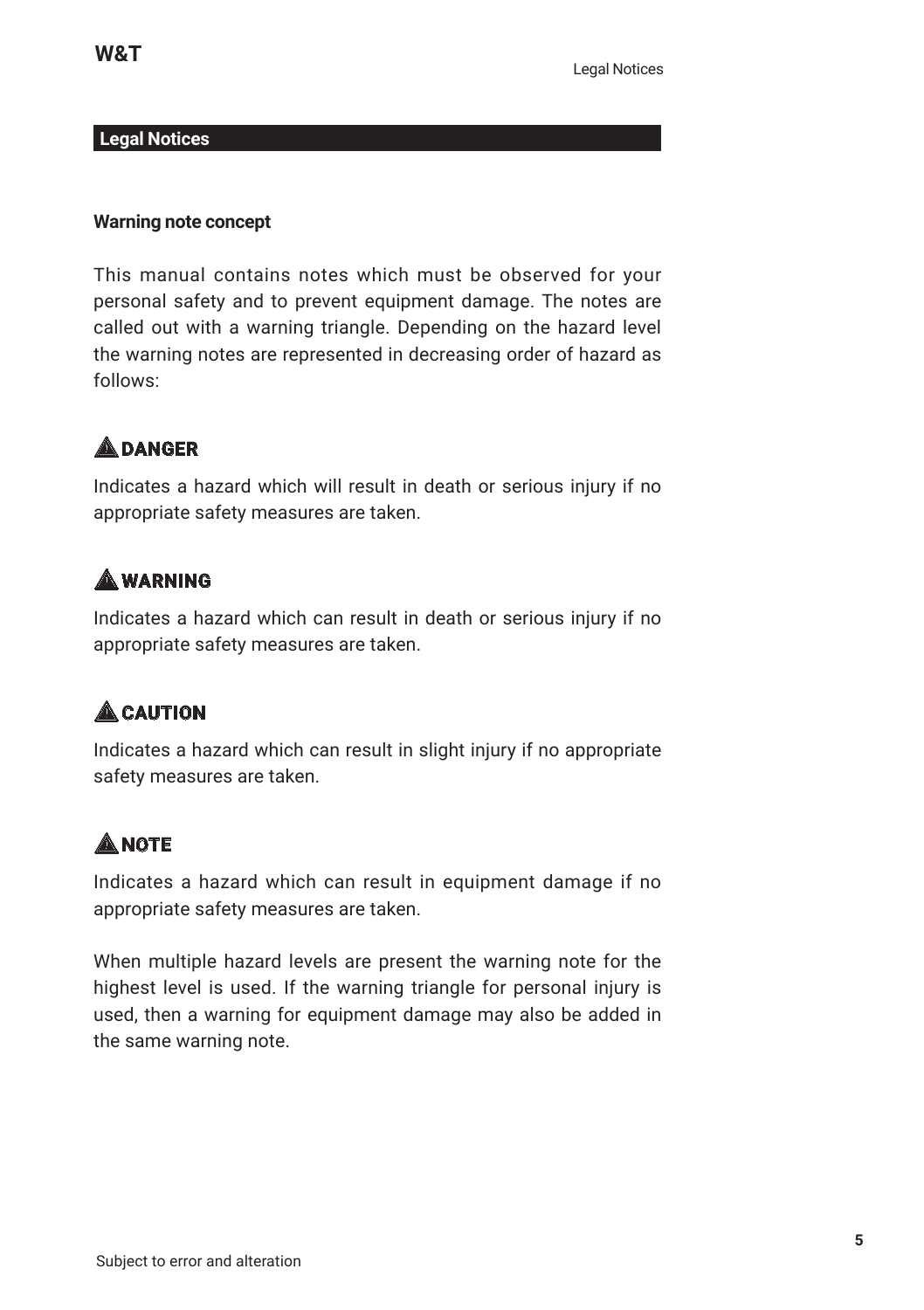## Legal Notices

### Warning note concept

This manual contains notes which must be observed for your personal safety and to prevent equipment damage. The notes are called out with a warning triangle. Depending on the hazard level the warning notes are represented in decreasing order of hazard as follows:

**⚠ DANGER**

Indicates a hazard which will result in death or serious injury if no appropriate safety measures are taken.

**⚠ WARNING**

Indicates a hazard which can result in death or serious injury if no appropriate safety measures are taken.

**⚠ CAUTION**

Indicates a hazard which can result in slight injury if no appropriate safety measures are taken.

**⚠ NOTE**

Indicates a hazard which can result in equipment damage if no appropriate safety measures are taken.

When multiple hazard levels are present the warning note for the highest level is used. If the warning triangle for personal injury is used, then a warning for equipment damage may also be added in the same warning note.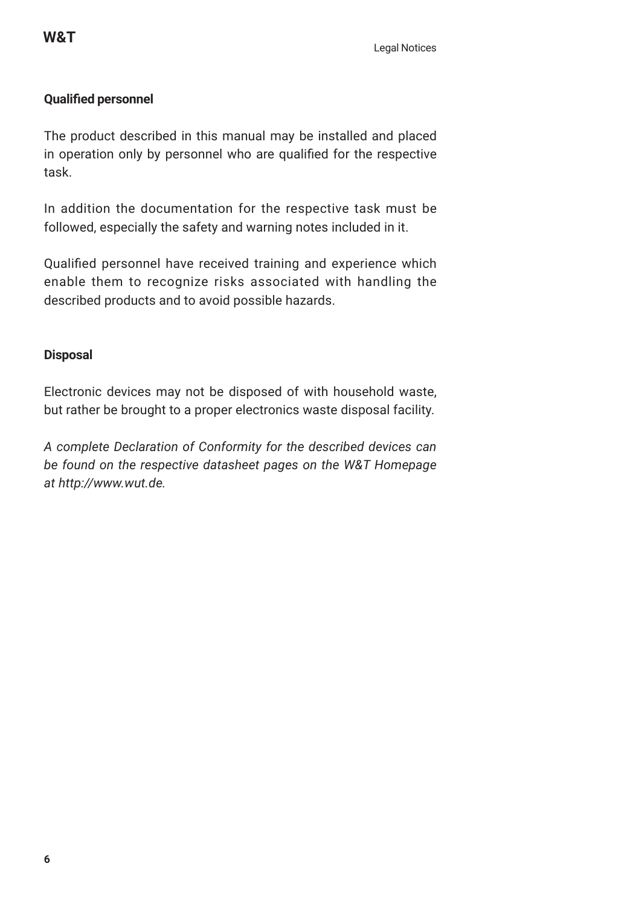### Qualified personnel

The product described in this manual may be installed and placed in operation only by personnel who are qualified for the respective task.

In addition the documentation for the respective task must be followed, especially the safety and warning notes included in it.

Qualified personnel have received training and experience which enable them to recognize risks associated with handling the described products and to avoid possible hazards.

### Disposal

Electronic devices may not be disposed of with household waste, but rather be brought to a proper electronics waste disposal facility.

*A complete Declaration of Conformity for the described devices can be found on the respective datasheet pages on the W&T Homepage at http://www.wut.de.*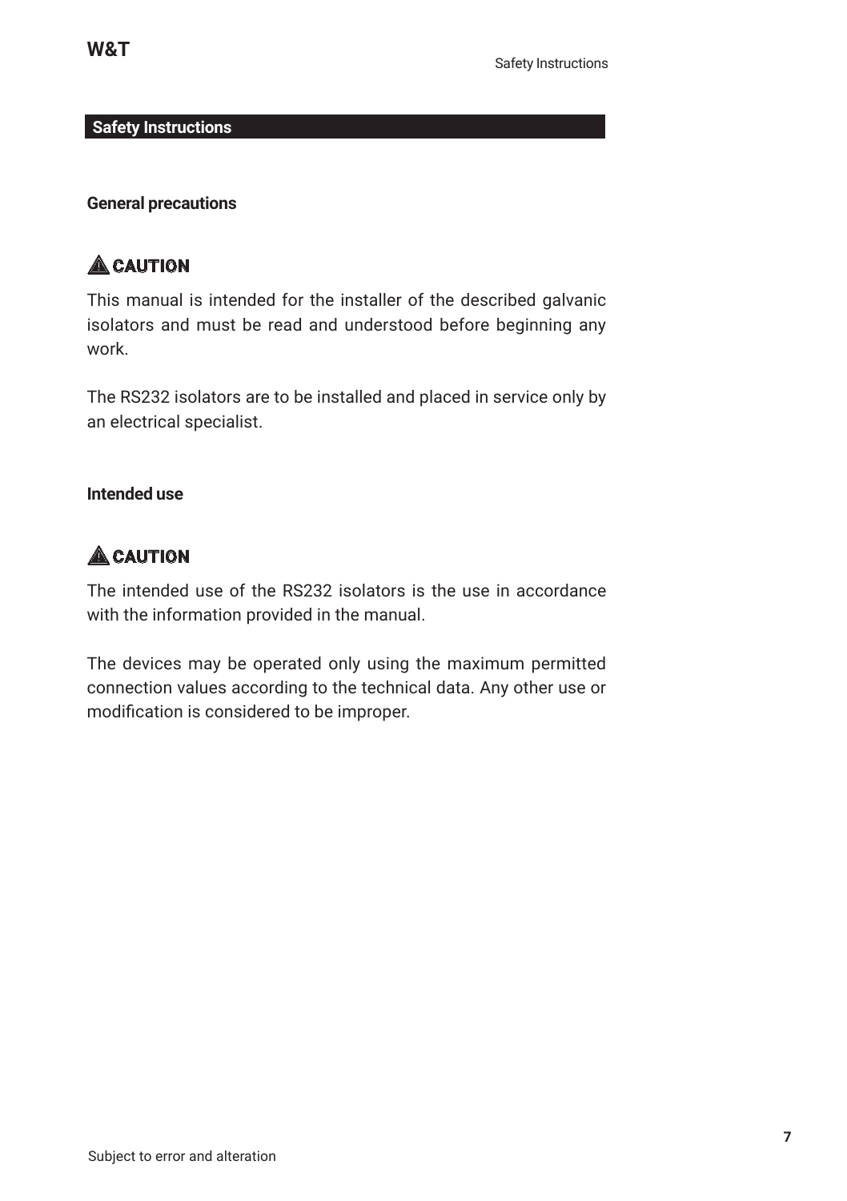## Safety Instructions

### General precautions

**⚠ CAUTION**

This manual is intended for the installer of the described galvanic isolators and must be read and understood before beginning any work.

The RS232 isolators are to be installed and placed in service only by an electrical specialist.

### Intended use

**⚠ CAUTION**

The intended use of the RS232 isolators is the use in accordance with the information provided in the manual.

The devices may be operated only using the maximum permitted connection values according to the technical data. Any other use or modification is considered to be improper.

Subject to error and alteration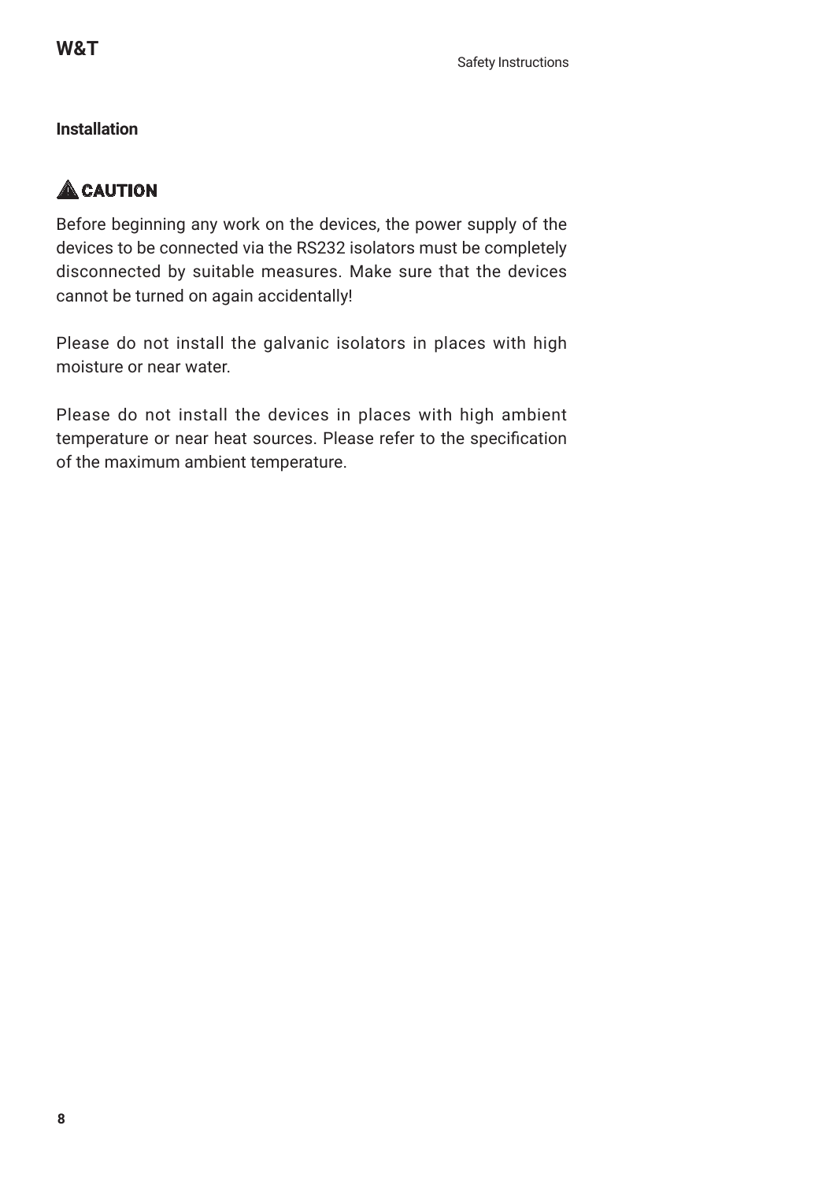## Installation

**⚠ CAUTION**

Before beginning any work on the devices, the power supply of the devices to be connected via the RS232 isolators must be completely disconnected by suitable measures. Make sure that the devices cannot be turned on again accidentally!

Please do not install the galvanic isolators in places with high moisture or near water.

Please do not install the devices in places with high ambient temperature or near heat sources. Please refer to the specification of the maximum ambient temperature.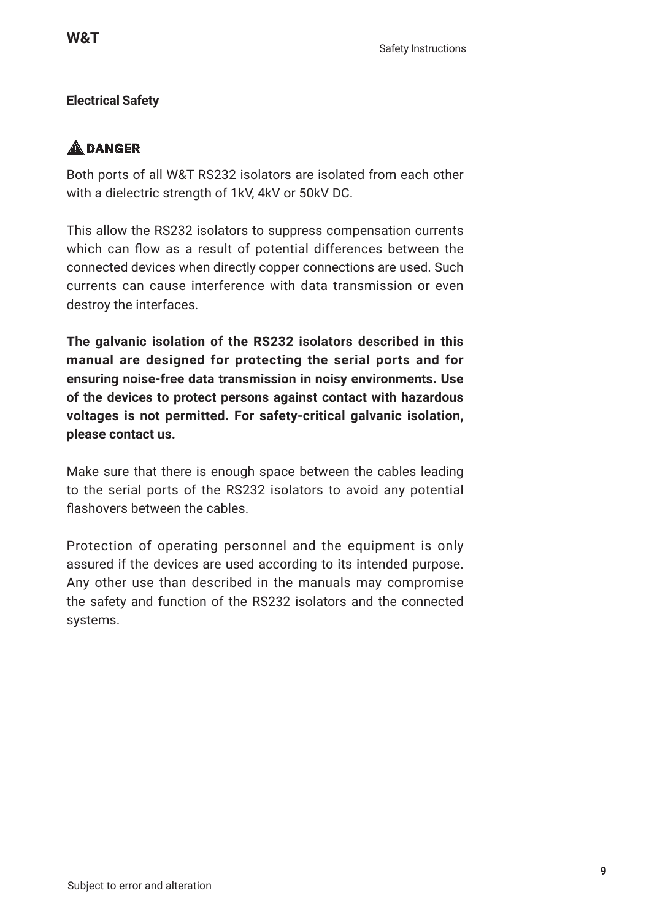## Electrical Safety

**⚠ DANGER**

Both ports of all W&T RS232 isolators are isolated from each other with a dielectric strength of 1kV, 4kV or 50kV DC.

This allow the RS232 isolators to suppress compensation currents which can flow as a result of potential differences between the connected devices when directly copper connections are used. Such currents can cause interference with data transmission or even destroy the interfaces.

**The galvanic isolation of the RS232 isolators described in this manual are designed for protecting the serial ports and for ensuring noise-free data transmission in noisy environments. Use of the devices to protect persons against contact with hazardous voltages is not permitted. For safety-critical galvanic isolation, please contact us.**

Make sure that there is enough space between the cables leading to the serial ports of the RS232 isolators to avoid any potential flashovers between the cables.

Protection of operating personnel and the equipment is only assured if the devices are used according to its intended purpose. Any other use than described in the manuals may compromise the safety and function of the RS232 isolators and the connected systems.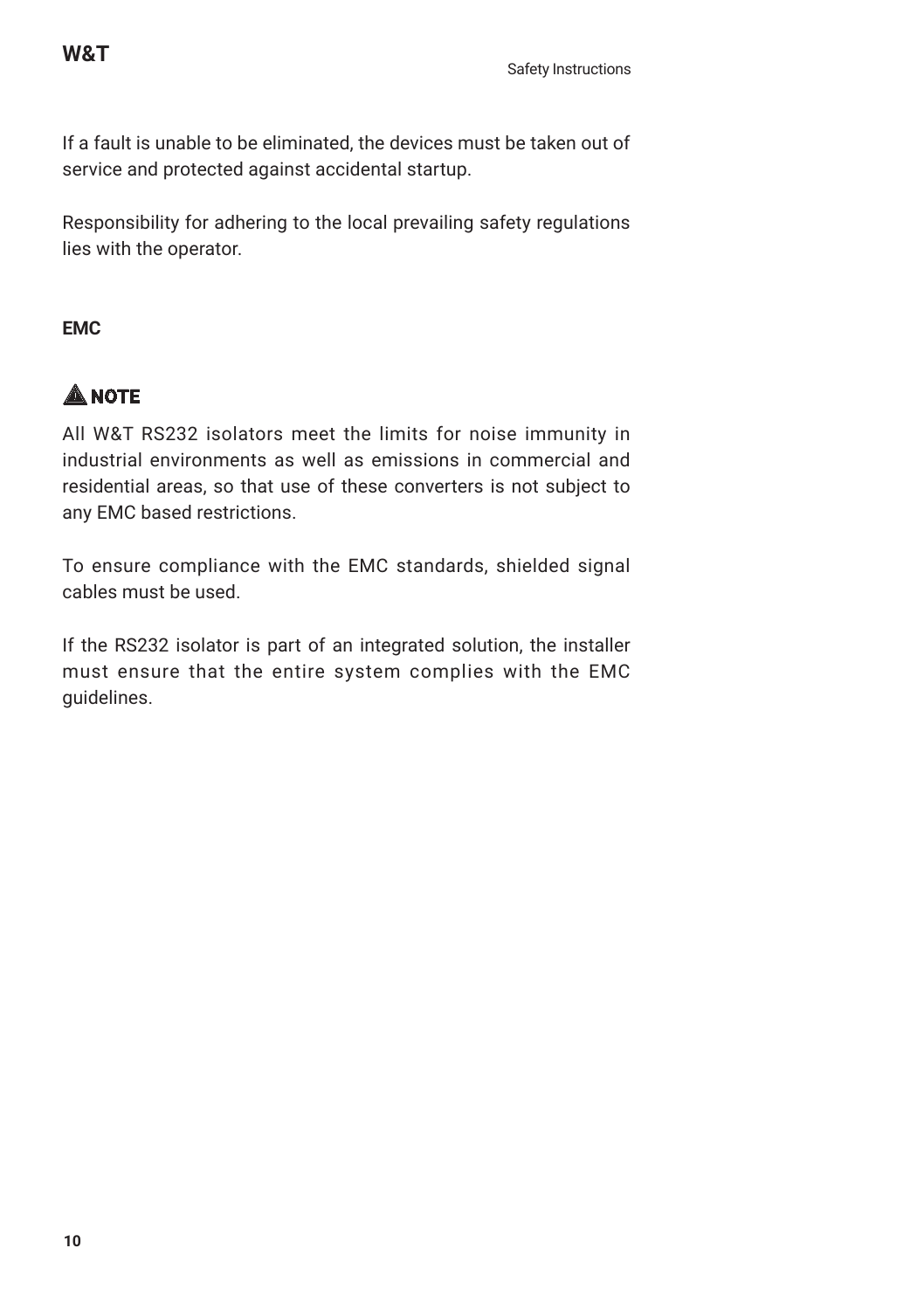If a fault is unable to be eliminated, the devices must be taken out of service and protected against accidental startup.

Responsibility for adhering to the local prevailing safety regulations lies with the operator.

#### EMC

**⚠ NOTE**

All W&T RS232 isolators meet the limits for noise immunity in industrial environments as well as emissions in commercial and residential areas, so that use of these converters is not subject to any EMC based restrictions.

To ensure compliance with the EMC standards, shielded signal cables must be used.

If the RS232 isolator is part of an integrated solution, the installer must ensure that the entire system complies with the EMC guidelines.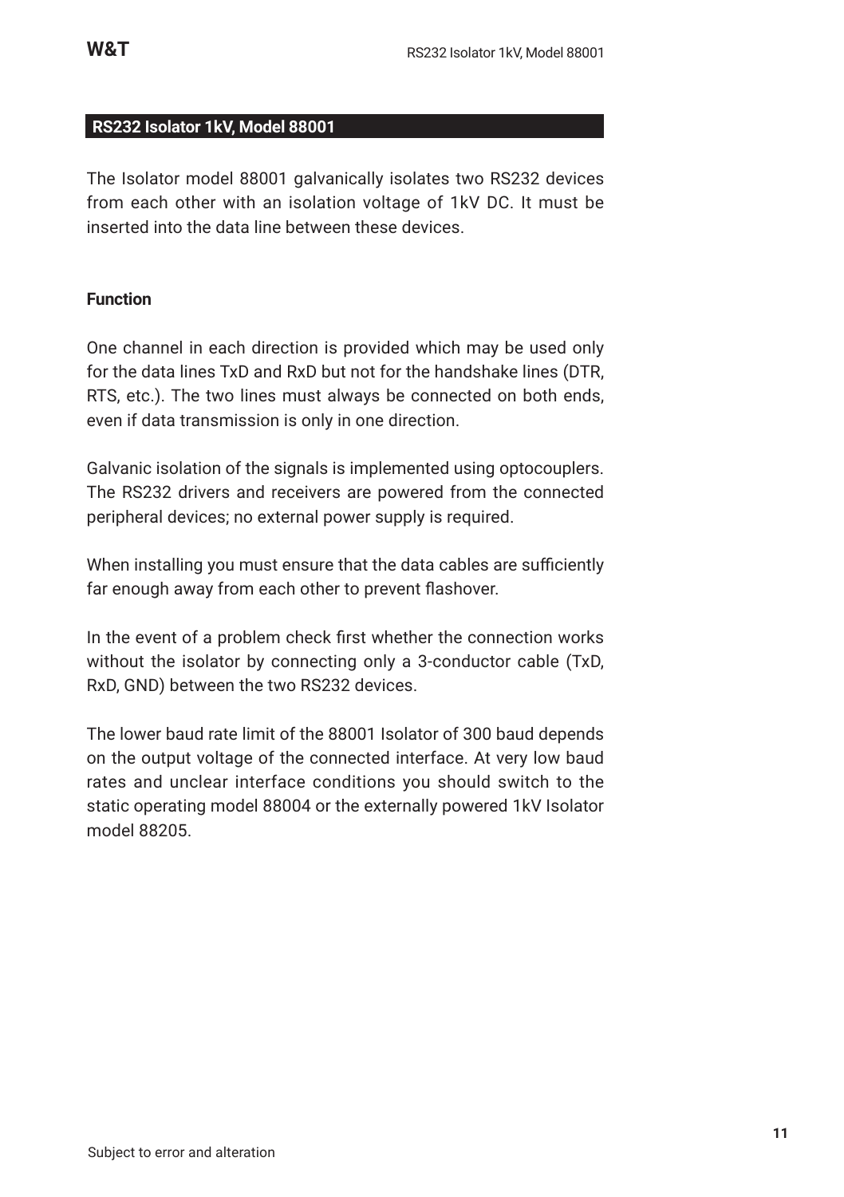## RS232 Isolator 1kV, Model 88001

The Isolator model 88001 galvanically isolates two RS232 devices from each other with an isolation voltage of 1kV DC. It must be inserted into the data line between these devices.

### Function

One channel in each direction is provided which may be used only for the data lines TxD and RxD but not for the handshake lines (DTR, RTS, etc.). The two lines must always be connected on both ends, even if data transmission is only in one direction.

Galvanic isolation of the signals is implemented using optocouplers. The RS232 drivers and receivers are powered from the connected peripheral devices; no external power supply is required.

When installing you must ensure that the data cables are sufficiently far enough away from each other to prevent flashover.

In the event of a problem check first whether the connection works without the isolator by connecting only a 3-conductor cable (TxD, RxD, GND) between the two RS232 devices.

The lower baud rate limit of the 88001 Isolator of 300 baud depends on the output voltage of the connected interface. At very low baud rates and unclear interface conditions you should switch to the static operating model 88004 or the externally powered 1kV Isolator model 88205.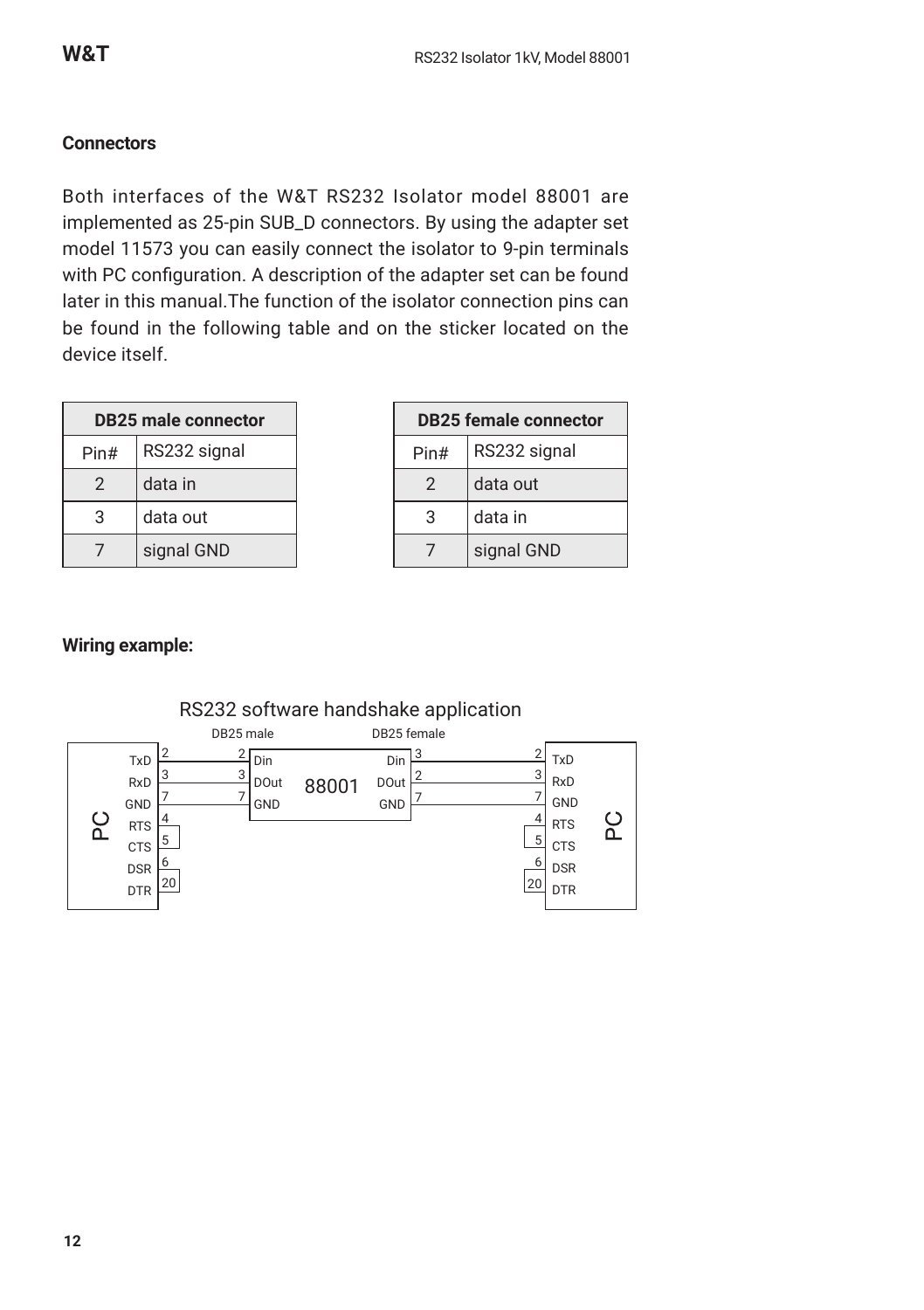## Connectors

Both interfaces of the W&T RS232 Isolator model 88001 are implemented as 25-pin SUB_D connectors. By using the adapter set model 11573 you can easily connect the isolator to 9-pin terminals with PC configuration. A description of the adapter set can be found later in this manual.The function of the isolator connection pins can be found in the following table and on the sticker located on the device itself.

| DB25 male connector | |
|---|---|
| Pin# | RS232 signal |
| 2 | data in |
| 3 | data out |
| 7 | signal GND |

| DB25 female connector | |
|---|---|
| Pin# | RS232 signal |
| 2 | data out |
| 3 | data in |
| 7 | signal GND |

## Wiring example:

RS232 software handshake application

DB25 male DB25 female

| PC signal | PC pin | 88001 (DB25 male) | 88001 (DB25 female) | PC pin | PC signal |
|---|---|---|---|---|---|
| TxD | 2 | 2 Din | Din 3 | 2 | TxD |
| RxD | 3 | 3 DOut | DOut 2 | 3 | RxD |
| GND | 7 | 7 GND | GND 7 | 7 | GND |
| RTS | 4 | | | 4 | RTS |
| CTS | 5 | | | 5 | CTS |
| DSR | 6 | | | 6 | DSR |
| DTR | 20 | | | 20 | DTR |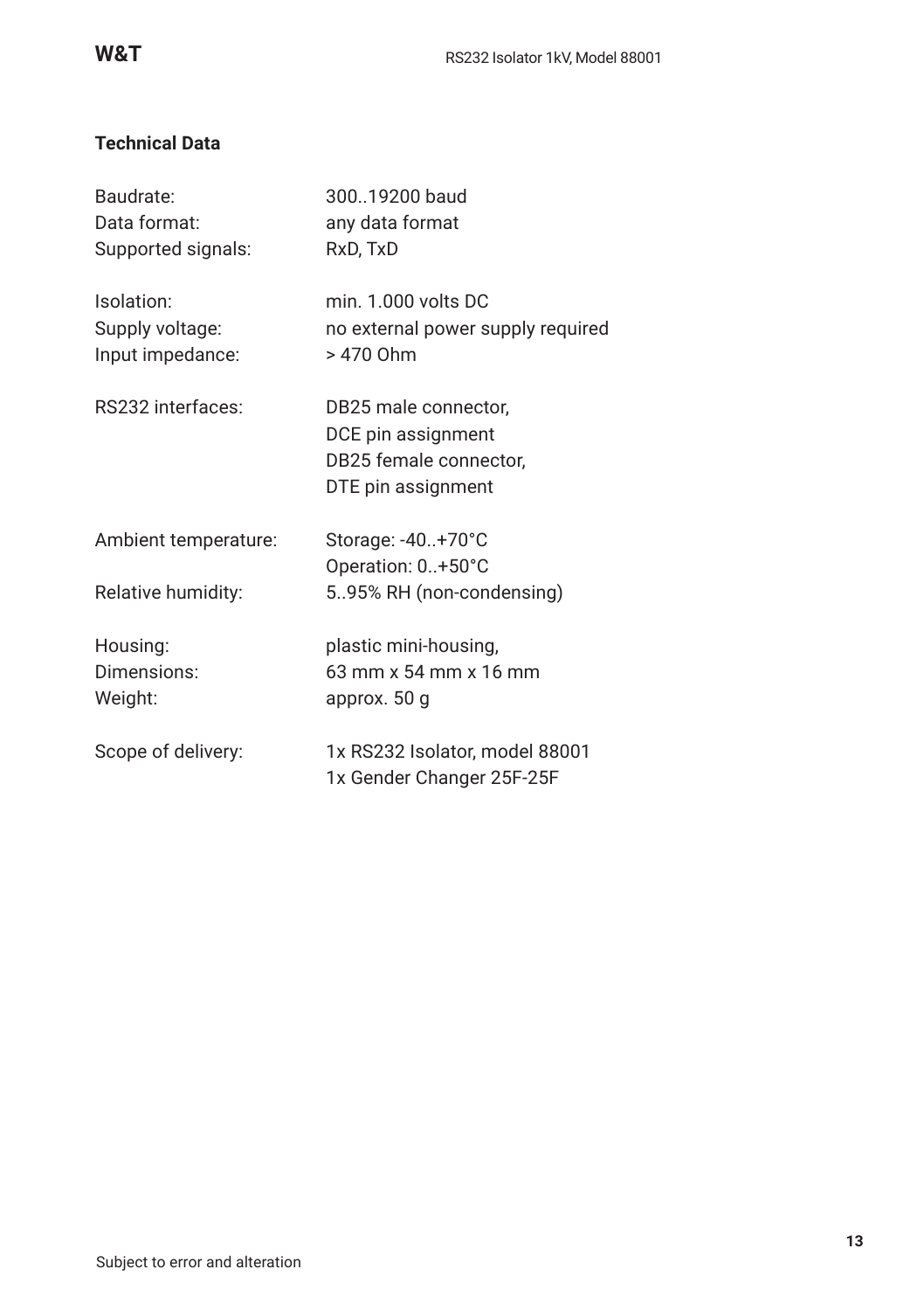## Technical Data

| | |
|---|---|
| Baudrate: | 300..19200 baud |
| Data format: | any data format |
| Supported signals: | RxD, TxD |
| Isolation: | min. 1.000 volts DC |
| Supply voltage: | no external power supply required |
| Input impedance: | > 470 Ohm |
| RS232 interfaces: | DB25 male connector, DCE pin assignment DB25 female connector, DTE pin assignment |
| Ambient temperature: | Storage: -40..+70°C Operation: 0..+50°C |
| Relative humidity: | 5..95% RH (non-condensing) |
| Housing: | plastic mini-housing, |
| Dimensions: | 63 mm x 54 mm x 16 mm |
| Weight: | approx. 50 g |
| Scope of delivery: | 1x RS232 Isolator, model 88001 1x Gender Changer 25F-25F |

Subject to error and alteration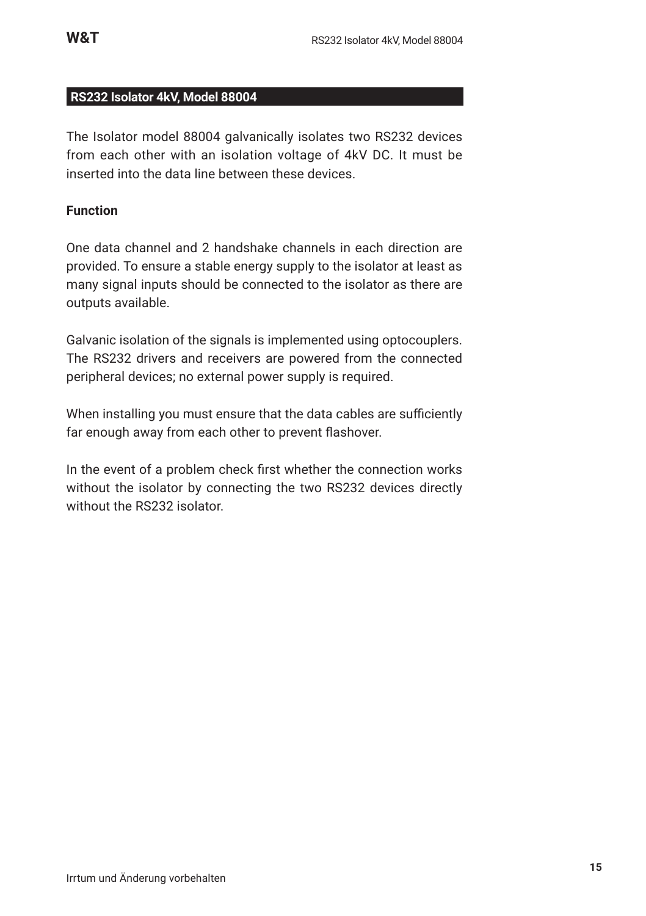## RS232 Isolator 4kV, Model 88004

The Isolator model 88004 galvanically isolates two RS232 devices from each other with an isolation voltage of 4kV DC. It must be inserted into the data line between these devices.

**Function**

One data channel and 2 handshake channels in each direction are provided. To ensure a stable energy supply to the isolator at least as many signal inputs should be connected to the isolator as there are outputs available.

Galvanic isolation of the signals is implemented using optocouplers. The RS232 drivers and receivers are powered from the connected peripheral devices; no external power supply is required.

When installing you must ensure that the data cables are sufficiently far enough away from each other to prevent flashover.

In the event of a problem check first whether the connection works without the isolator by connecting the two RS232 devices directly without the RS232 isolator.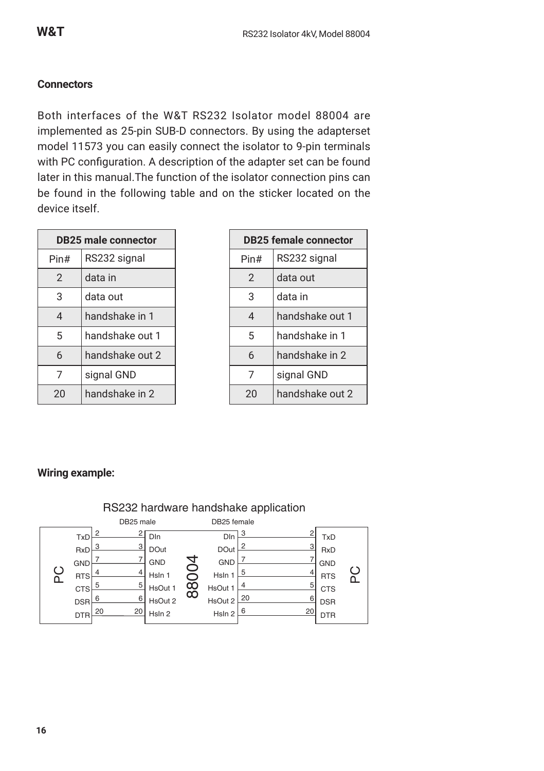## Connectors

Both interfaces of the W&T RS232 Isolator model 88004 are implemented as 25-pin SUB-D connectors. By using the adapterset model 11573 you can easily connect the isolator to 9-pin terminals with PC configuration. A description of the adapter set can be found later in this manual.The function of the isolator connection pins can be found in the following table and on the sticker located on the device itself.

| DB25 male connector | |
|---|---|
| Pin# | RS232 signal |
| 2 | data in |
| 3 | data out |
| 4 | handshake in 1 |
| 5 | handshake out 1 |
| 6 | handshake out 2 |
| 7 | signal GND |
| 20 | handshake in 2 |

| DB25 female connector | |
|---|---|
| Pin# | RS232 signal |
| 2 | data out |
| 3 | data in |
| 4 | handshake out 1 |
| 5 | handshake in 1 |
| 6 | handshake in 2 |
| 7 | signal GND |
| 20 | handshake out 2 |

### Wiring example:

RS232 hardware handshake application

| PC | PC pin | DB25 male pin | 88004 (male side) | 88004 (female side) | DB25 female pin | PC pin | PC |
|---|---|---|---|---|---|---|---|
| TxD | 2 | 2 | DIn | DIn | 3 | 2 | TxD |
| RxD | 3 | 3 | DOut | DOut | 2 | 3 | RxD |
| GND | 7 | 7 | GND | GND | 7 | 7 | GND |
| RTS | 4 | 4 | HsIn 1 | HsIn 1 | 5 | 4 | RTS |
| CTS | 5 | 5 | HsOut 1 | HsOut 1 | 4 | 5 | CTS |
| DSR | 6 | 6 | HsOut 2 | HsOut 2 | 20 | 6 | DSR |
| DTR | 20 | 20 | HsIn 2 | HsIn 2 | 6 | 20 | DTR |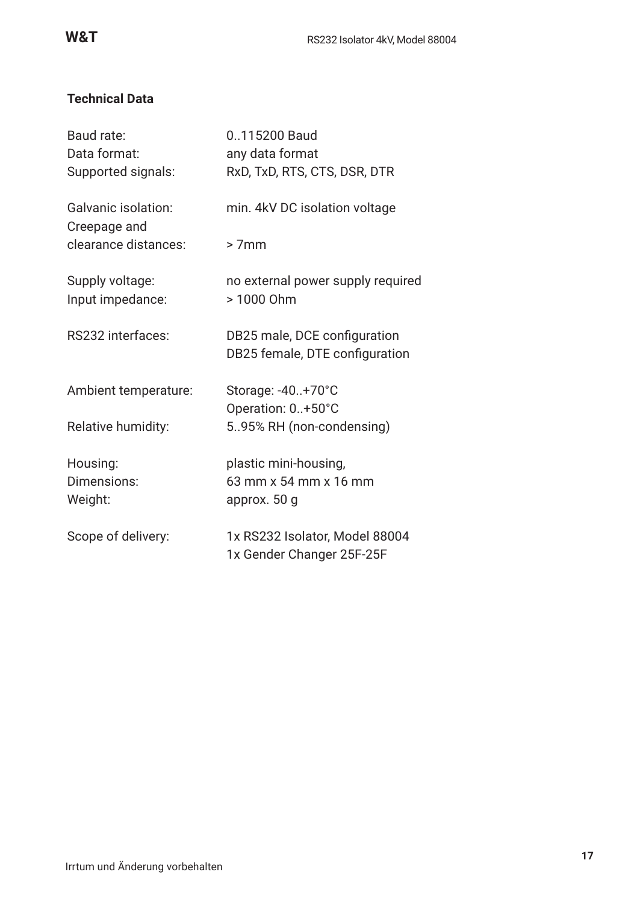## Technical Data

| | |
|---|---|
| Baud rate: | 0..115200 Baud |
| Data format: | any data format |
| Supported signals: | RxD, TxD, RTS, CTS, DSR, DTR |
| Galvanic isolation: | min. 4kV DC isolation voltage |
| Creepage and clearance distances: | > 7mm |
| Supply voltage: | no external power supply required |
| Input impedance: | > 1000 Ohm |
| RS232 interfaces: | DB25 male, DCE configuration<br>DB25 female, DTE configuration |
| Ambient temperature: | Storage: -40..+70°C<br>Operation: 0..+50°C |
| Relative humidity: | 5..95% RH (non-condensing) |
| Housing: | plastic mini-housing, |
| Dimensions: | 63 mm x 54 mm x 16 mm |
| Weight: | approx. 50 g |
| Scope of delivery: | 1x RS232 Isolator, Model 88004<br>1x Gender Changer 25F-25F |

Irrtum und Änderung vorbehalten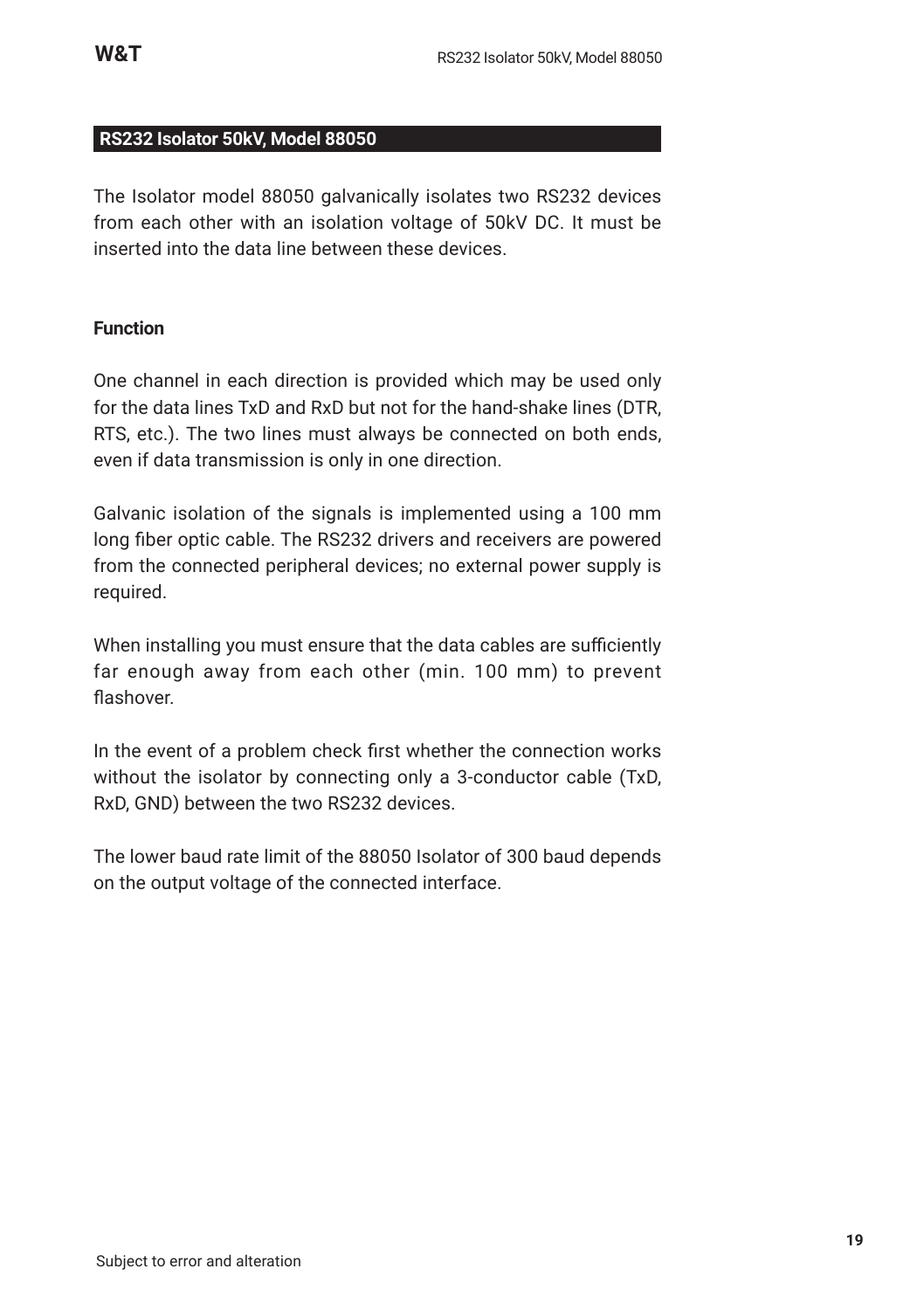## RS232 Isolator 50kV, Model 88050

The Isolator model 88050 galvanically isolates two RS232 devices from each other with an isolation voltage of 50kV DC. It must be inserted into the data line between these devices.

### Function

One channel in each direction is provided which may be used only for the data lines TxD and RxD but not for the hand-shake lines (DTR, RTS, etc.). The two lines must always be connected on both ends, even if data transmission is only in one direction.

Galvanic isolation of the signals is implemented using a 100 mm long fiber optic cable. The RS232 drivers and receivers are powered from the connected peripheral devices; no external power supply is required.

When installing you must ensure that the data cables are sufficiently far enough away from each other (min. 100 mm) to prevent flashover.

In the event of a problem check first whether the connection works without the isolator by connecting only a 3-conductor cable (TxD, RxD, GND) between the two RS232 devices.

The lower baud rate limit of the 88050 Isolator of 300 baud depends on the output voltage of the connected interface.

Subject to error and alteration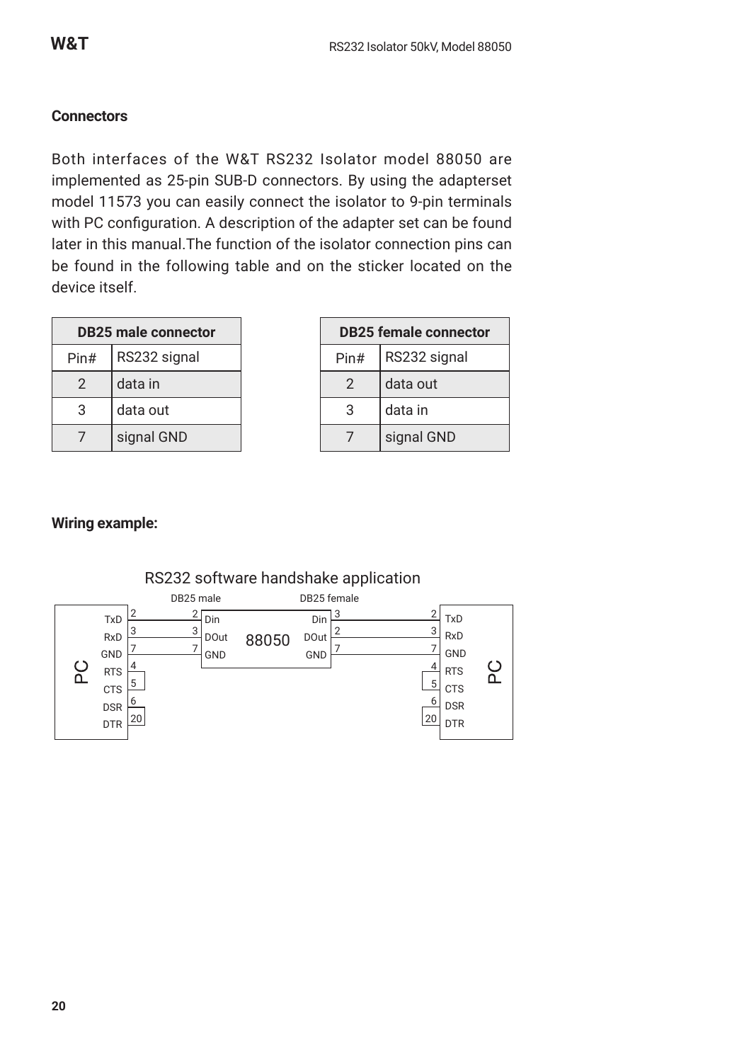## Connectors

Both interfaces of the W&T RS232 Isolator model 88050 are implemented as 25-pin SUB-D connectors. By using the adapterset model 11573 you can easily connect the isolator to 9-pin terminals with PC configuration. A description of the adapter set can be found later in this manual.The function of the isolator connection pins can be found in the following table and on the sticker located on the device itself.

| DB25 male connector | |
|---|---|
| Pin# | RS232 signal |
| 2 | data in |
| 3 | data out |
| 7 | signal GND |

| DB25 female connector | |
|---|---|
| Pin# | RS232 signal |
| 2 | data out |
| 3 | data in |
| 7 | signal GND |

**Wiring example:**

RS232 software handshake application

DB25 male DB25 female

PC: TxD 2 → 2 Din; RxD 3 → 3 DOut; GND 7 → 7 GND; RTS 4 / CTS 5; DSR 6 / DTR 20

88050: Din 3, DOut 2, GND 7

PC: 2 TxD; 3 RxD; 7 GND; 4 RTS / 5 CTS; 6 DSR / 20 DTR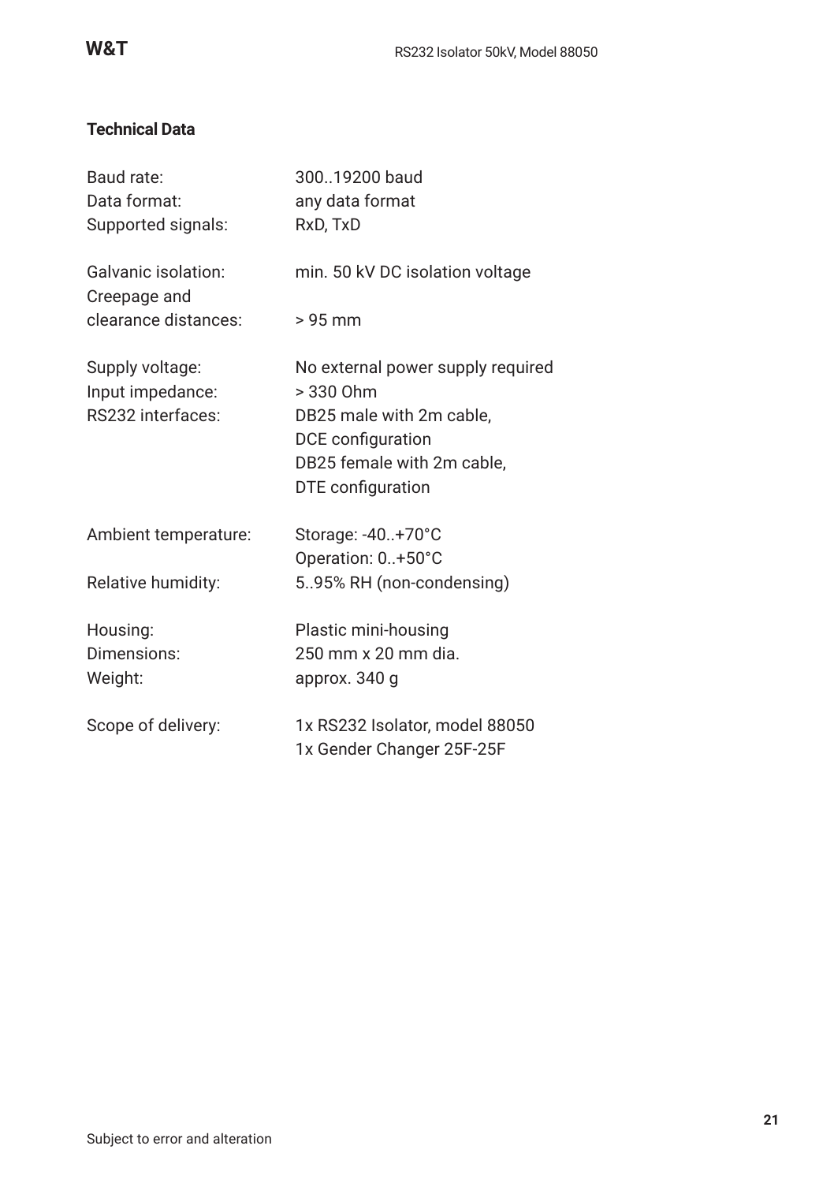## Technical Data

| | |
|---|---|
| Baud rate: | 300..19200 baud |
| Data format: | any data format |
| Supported signals: | RxD, TxD |
| | |
| Galvanic isolation: | min. 50 kV DC isolation voltage |
| Creepage and clearance distances: | > 95 mm |
| | |
| Supply voltage: | No external power supply required |
| Input impedance: | > 330 Ohm |
| RS232 interfaces: | DB25 male with 2m cable, DCE configuration<br>DB25 female with 2m cable, DTE configuration |
| | |
| Ambient temperature: | Storage: -40..+70°C<br>Operation: 0..+50°C |
| Relative humidity: | 5..95% RH (non-condensing) |
| | |
| Housing: | Plastic mini-housing |
| Dimensions: | 250 mm x 20 mm dia. |
| Weight: | approx. 340 g |
| | |
| Scope of delivery: | 1x RS232 Isolator, model 88050<br>1x Gender Changer 25F-25F |

Subject to error and alteration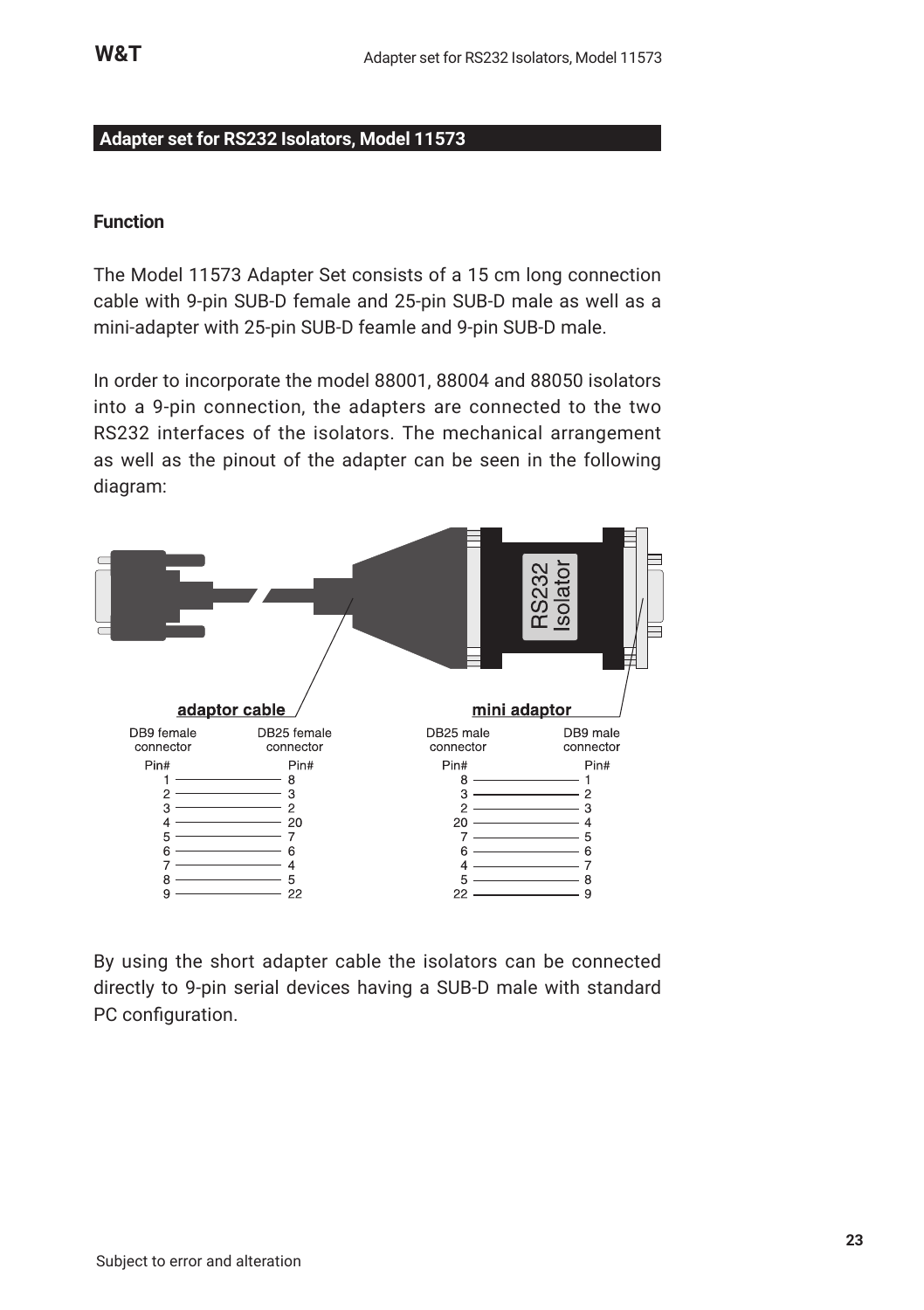## Adapter set for RS232 Isolators, Model 11573

### Function

The Model 11573 Adapter Set consists of a 15 cm long connection cable with 9-pin SUB-D female and 25-pin SUB-D male as well as a mini-adapter with 25-pin SUB-D feamle and 9-pin SUB-D male.

In order to incorporate the model 88001, 88004 and 88050 isolators into a 9-pin connection, the adapters are connected to the two RS232 interfaces of the isolators. The mechanical arrangement as well as the pinout of the adapter can be seen in the following diagram:

**adaptor cable**

| DB9 female connector Pin# | DB25 female connector Pin# |
|---|---|
| 1 | 8 |
| 2 | 3 |
| 3 | 2 |
| 4 | 20 |
| 5 | 7 |
| 6 | 6 |
| 7 | 4 |
| 8 | 5 |
| 9 | 22 |

**mini adaptor**

| DB25 male connector Pin# | DB9 male connector Pin# |
|---|---|
| 8 | 1 |
| 3 | 2 |
| 2 | 3 |
| 20 | 4 |
| 7 | 5 |
| 6 | 6 |
| 4 | 7 |
| 5 | 8 |
| 22 | 9 |

By using the short adapter cable the isolators can be connected directly to 9-pin serial devices having a SUB-D male with standard PC configuration.

Subject to error and alteration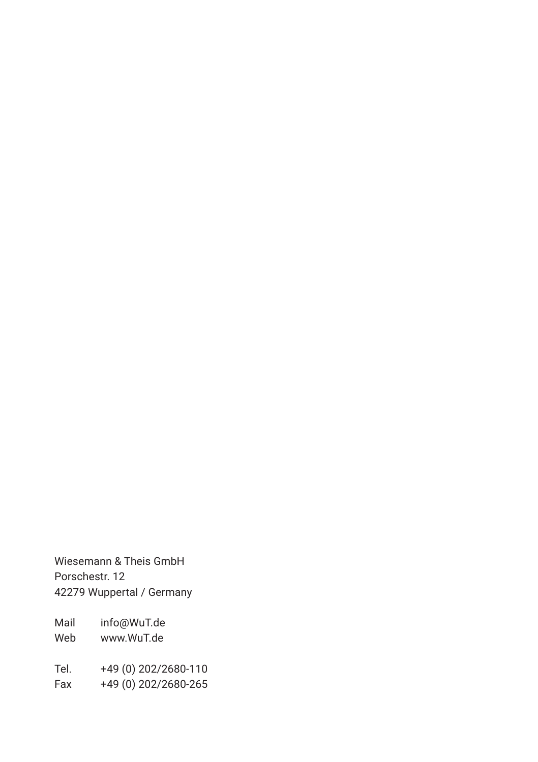Wiesemann & Theis GmbH
Porschestr. 12
42279 Wuppertal / Germany

| | |
|---|---|
| Mail | info@WuT.de |
| Web | www.WuT.de |

| | |
|---|---|
| Tel. | +49 (0) 202/2680-110 |
| Fax | +49 (0) 202/2680-265 |